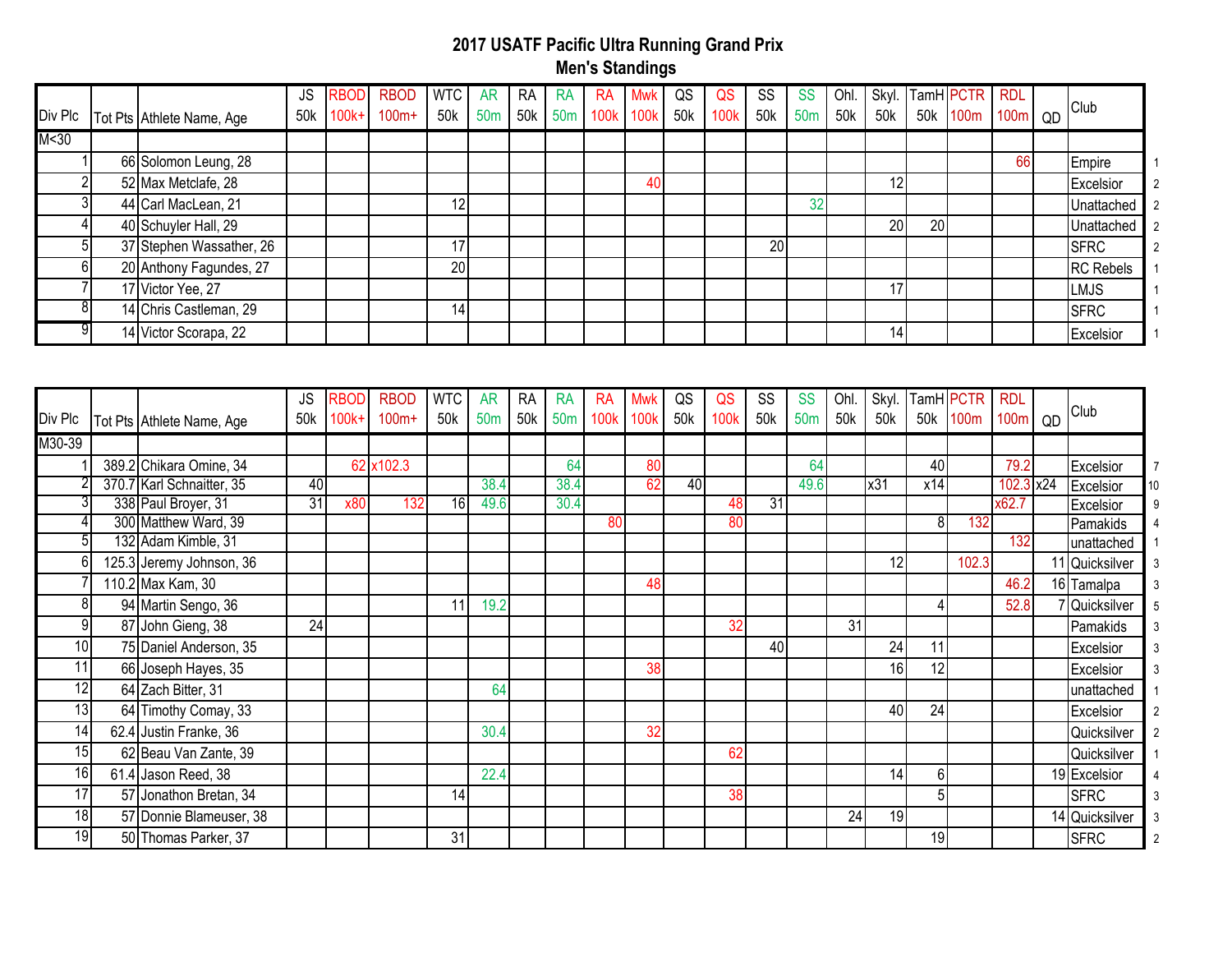# 2017 USATF Pacific Ultra Running Grand Prix

## Men's Standings

| Div Plc | Tot Pts | Athlete Name, Age | JS 50k | RBOD 100k+ | RBOD 100m+ | WTC 50k | AR 50m | RA 50k | RA 50m | RA 100k | Mwk 100k | QS 50k | QS 100k | SS 50k | SS 50m | Ohl. 50k | Skyl. 50k | TamH 50k | PCTR 100m | RDL 100m | QD | Club | |
|---|---|---|---|---|---|---|---|---|---|---|---|---|---|---|---|---|---|---|---|---|---|---|---|
| M<30 | | | | | | | | | | | | | | | | | | | | | | | |
| 1 | 66 | Solomon Leung, 28 | | | | | | | | | | | | | | | | | | 66 | | Empire | 1 |
| 2 | 52 | Max Metclafe, 28 | | | | | | | | | 40 | | | | | | 12 | | | | | Excelsior | 2 |
| 3 | 44 | Carl MacLean, 21 | | | | 12 | | | | | | | | | 32 | | | | | | | Unattached | 2 |
| 4 | 40 | Schuyler Hall, 29 | | | | | | | | | | | | | | | 20 | 20 | | | | Unattached | 2 |
| 5 | 37 | Stephen Wassather, 26 | | | | 17 | | | | | | | | 20 | | | | | | | | SFRC | 2 |
| 6 | 20 | Anthony Fagundes, 27 | | | | 20 | | | | | | | | | | | | | | | | RC Rebels | 1 |
| 7 | 17 | Victor Yee, 27 | | | | | | | | | | | | | | | 17 | | | | | LMJS | 1 |
| 8 | 14 | Chris Castleman, 29 | | | | 14 | | | | | | | | | | | | | | | | SFRC | 1 |
| 9 | 14 | Victor Scorapa, 22 | | | | | | | | | | | | | | | 14 | | | | | Excelsior | 1 |

| Div Plc | Tot Pts | Athlete Name, Age | JS 50k | RBOD 100k+ | RBOD 100m+ | WTC 50k | AR 50m | RA 50k | RA 50m | RA 100k | Mwk 100k | QS 50k | QS 100k | SS 50k | SS 50m | Ohl. 50k | Skyl. 50k | TamH 50k | PCTR 100m | RDL 100m | QD | Club | |
|---|---|---|---|---|---|---|---|---|---|---|---|---|---|---|---|---|---|---|---|---|---|---|---|
| M30-39 | | | | | | | | | | | | | | | | | | | | | | | |
| 1 | 389.2 | Chikara Omine, 34 | | 62 | x102.3 | | | | 64 | | 80 | | | | 64 | | | 40 | | 79.2 | | Excelsior | 7 |
| 2 | 370.7 | Karl Schnaitter, 35 | 40 | | | | 38.4 | | 38.4 | | 62 | 40 | | | 49.6 | | x31 | x14 | | 102.3 | x24 | Excelsior | 10 |
| 3 | 338 | Paul Broyer, 31 | 31 | x80 | 132 | 16 | 49.6 | | 30.4 | | | | 48 | 31 | | | | | | x62.7 | | Excelsior | 9 |
| 4 | 300 | Matthew Ward, 39 | | | | | | | | 80 | | | 80 | | | | | 8 | 132 | | | Pamakids | 4 |
| 5 | 132 | Adam Kimble, 31 | | | | | | | | | | | | | | | | | | 132 | | unattached | 1 |
| 6 | 125.3 | Jeremy Johnson, 36 | | | | | | | | | | | | | | | 12 | | 102.3 | | 11 | Quicksilver | 3 |
| 7 | 110.2 | Max Kam, 30 | | | | | | | | | 48 | | | | | | | | | 46.2 | 16 | Tamalpa | 3 |
| 8 | 94 | Martin Sengo, 36 | | | | 11 | 19.2 | | | | | | | | | | | 4 | | 52.8 | 7 | Quicksilver | 5 |
| 9 | 87 | John Gieng, 38 | 24 | | | | | | | | | | 32 | | | 31 | | | | | | Pamakids | 3 |
| 10 | 75 | Daniel Anderson, 35 | | | | | | | | | | | | 40 | | | 24 | 11 | | | | Excelsior | 3 |
| 11 | 66 | Joseph Hayes, 35 | | | | | | | | | 38 | | | | | | 16 | 12 | | | | Excelsior | 3 |
| 12 | 64 | Zach Bitter, 31 | | | | | 64 | | | | | | | | | | | | | | | unattached | 1 |
| 13 | 64 | Timothy Comay, 33 | | | | | | | | | | | | | | | 40 | 24 | | | | Excelsior | 2 |
| 14 | 62.4 | Justin Franke, 36 | | | | | 30.4 | | | | 32 | | | | | | | | | | | Quicksilver | 2 |
| 15 | 62 | Beau Van Zante, 39 | | | | | | | | | | | 62 | | | | | | | | | Quicksilver | 1 |
| 16 | 61.4 | Jason Reed, 38 | | | | | 22.4 | | | | | | | | | | 14 | 6 | | | 19 | Excelsior | 4 |
| 17 | 57 | Jonathon Bretan, 34 | | | | 14 | | | | | | | 38 | | | | | 5 | | | | SFRC | 3 |
| 18 | 57 | Donnie Blameuser, 38 | | | | | | | | | | | | | | 24 | 19 | | | | 14 | Quicksilver | 3 |
| 19 | 50 | Thomas Parker, 37 | | | | 31 | | | | | | | | | | | | 19 | | | | SFRC | 2 |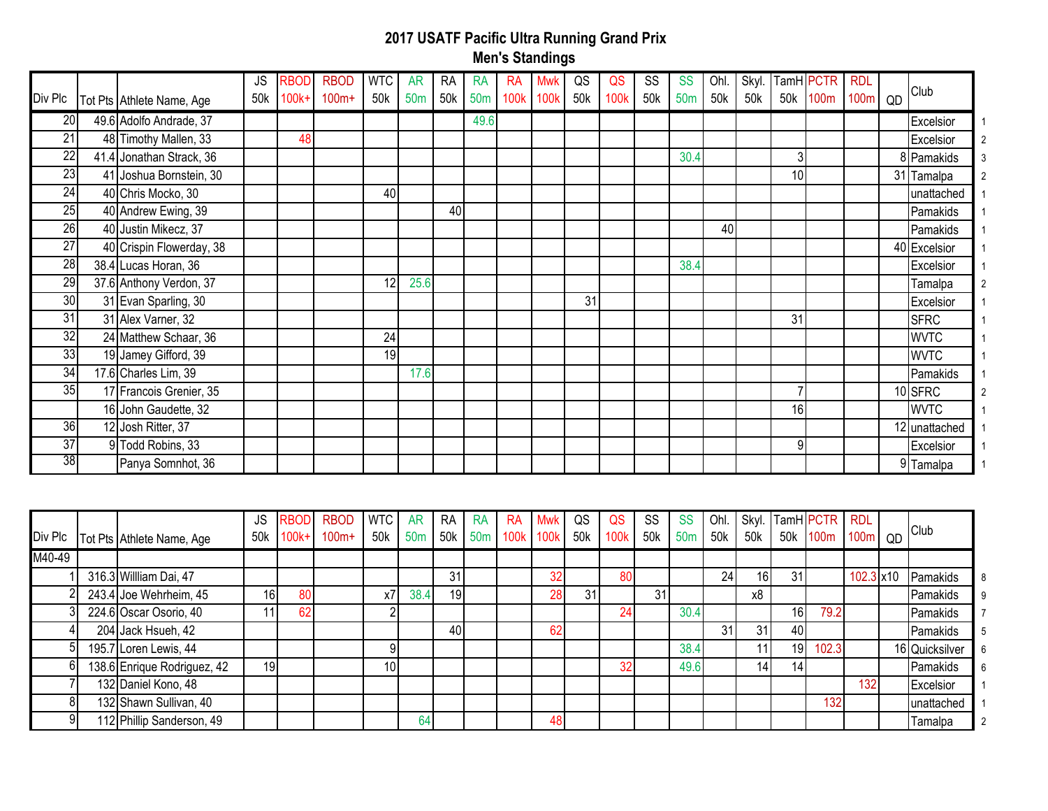# 2017 USATF Pacific Ultra Running Grand Prix
## Men's Standings

| Div Plc | Tot Pts | Athlete Name, Age | JS 50k | RBOD 100k+ | RBOD 100m+ | WTC 50k | AR 50m | RA 50k | RA 50m | RA 100k | Mwk 100k | QS 50k | QS 100k | SS 50k | SS 50m | Ohl. 50k | Skyl. 50k | TamH 50k | PCTR 100m | RDL 100m | QD | Club | |
|---|---|---|---|---|---|---|---|---|---|---|---|---|---|---|---|---|---|---|---|---|---|---|---|
| 20 | 49.6 | Adolfo Andrade, 37 | | | | | | | 49.6 | | | | | | | | | | | | | Excelsior | 1 |
| 21 | 48 | Timothy Mallen, 33 | | 48 | | | | | | | | | | | | | | | | | | Excelsior | 2 |
| 22 | 41.4 | Jonathan Strack, 36 | | | | | | | | | | | | | 30.4 | | | 3 | | | 8 | Pamakids | 3 |
| 23 | 41 | Joshua Bornstein, 30 | | | | | | | | | | | | | | | | 10 | | | 31 | Tamalpa | 2 |
| 24 | 40 | Chris Mocko, 30 | | | | 40 | | | | | | | | | | | | | | | | unattached | 1 |
| 25 | 40 | Andrew Ewing, 39 | | | | | | 40 | | | | | | | | | | | | | | Pamakids | 1 |
| 26 | 40 | Justin Mikecz, 37 | | | | | | | | | | | | | | 40 | | | | | | Pamakids | 1 |
| 27 | 40 | Crispin Flowerday, 38 | | | | | | | | | | | | | | | | | | | 40 | Excelsior | 1 |
| 28 | 38.4 | Lucas Horan, 36 | | | | | | | | | | | | | 38.4 | | | | | | | Excelsior | 1 |
| 29 | 37.6 | Anthony Verdon, 37 | | | | 12 | 25.6 | | | | | | | | | | | | | | | Tamalpa | 2 |
| 30 | 31 | Evan Sparling, 30 | | | | | | | | | | 31 | | | | | | | | | | Excelsior | 1 |
| 31 | 31 | Alex Varner, 32 | | | | | | | | | | | | | | | | 31 | | | | SFRC | 1 |
| 32 | 24 | Matthew Schaar, 36 | | | | 24 | | | | | | | | | | | | | | | | WVTC | 1 |
| 33 | 19 | Jamey Gifford, 39 | | | | 19 | | | | | | | | | | | | | | | | WVTC | 1 |
| 34 | 17.6 | Charles Lim, 39 | | | | | 17.6 | | | | | | | | | | | | | | | Pamakids | 1 |
| 35 | 17 | Francois Grenier, 35 | | | | | | | | | | | | | | | | 7 | | | 10 | SFRC | 2 |
| | 16 | John Gaudette, 32 | | | | | | | | | | | | | | | | 16 | | | | WVTC | 1 |
| 36 | 12 | Josh Ritter, 37 | | | | | | | | | | | | | | | | | | | 12 | unattached | 1 |
| 37 | 9 | Todd Robins, 33 | | | | | | | | | | | | | | | | 9 | | | | Excelsior | 1 |
| 38 | | Panya Somnhot, 36 | | | | | | | | | | | | | | | | | | | 9 | Tamalpa | 1 |

| Div Plc | Tot Pts | Athlete Name, Age | JS 50k | RBOD 100k+ | RBOD 100m+ | WTC 50k | AR 50m | RA 50k | RA 50m | RA 100k | Mwk 100k | QS 50k | QS 100k | SS 50k | SS 50m | Ohl. 50k | Skyl. 50k | TamH 50k | PCTR 100m | RDL 100m | QD | Club | |
|---|---|---|---|---|---|---|---|---|---|---|---|---|---|---|---|---|---|---|---|---|---|---|---|
| M40-49 | | | | | | | | | | | | | | | | | | | | | | | |
| 1 | 316.3 | Willliam Dai, 47 | | | | | | 31 | | | 32 | | 80 | | | 24 | 16 | 31 | | 102.3 | x10 | Pamakids | 8 |
| 2 | 243.4 | Joe Wehrheim, 45 | 16 | 80 | | x7 | 38.4 | 19 | | | 28 | 31 | | 31 | | | x8 | | | | | Pamakids | 9 |
| 3 | 224.6 | Oscar Osorio, 40 | 11 | 62 | | 2 | | | | | | | 24 | | 30.4 | | | 16 | 79.2 | | | Pamakids | 7 |
| 4 | 204 | Jack Hsueh, 42 | | | | | | 40 | | | 62 | | | | | 31 | 31 | 40 | | | | Pamakids | 5 |
| 5 | 195.7 | Loren Lewis, 44 | | | | 9 | | | | | | | | | 38.4 | | 11 | 19 | 102.3 | | 16 | Quicksilver | 6 |
| 6 | 138.6 | Enrique Rodriguez, 42 | 19 | | | 10 | | | | | | | 32 | | 49.6 | | 14 | 14 | | | | Pamakids | 6 |
| 7 | 132 | Daniel Kono, 48 | | | | | | | | | | | | | | | | | | 132 | | Excelsior | 1 |
| 8 | 132 | Shawn Sullivan, 40 | | | | | | | | | | | | | | | | | 132 | | | unattached | 1 |
| 9 | 112 | Phillip Sanderson, 49 | | | | | 64 | | | | 48 | | | | | | | | | | | Tamalpa | 2 |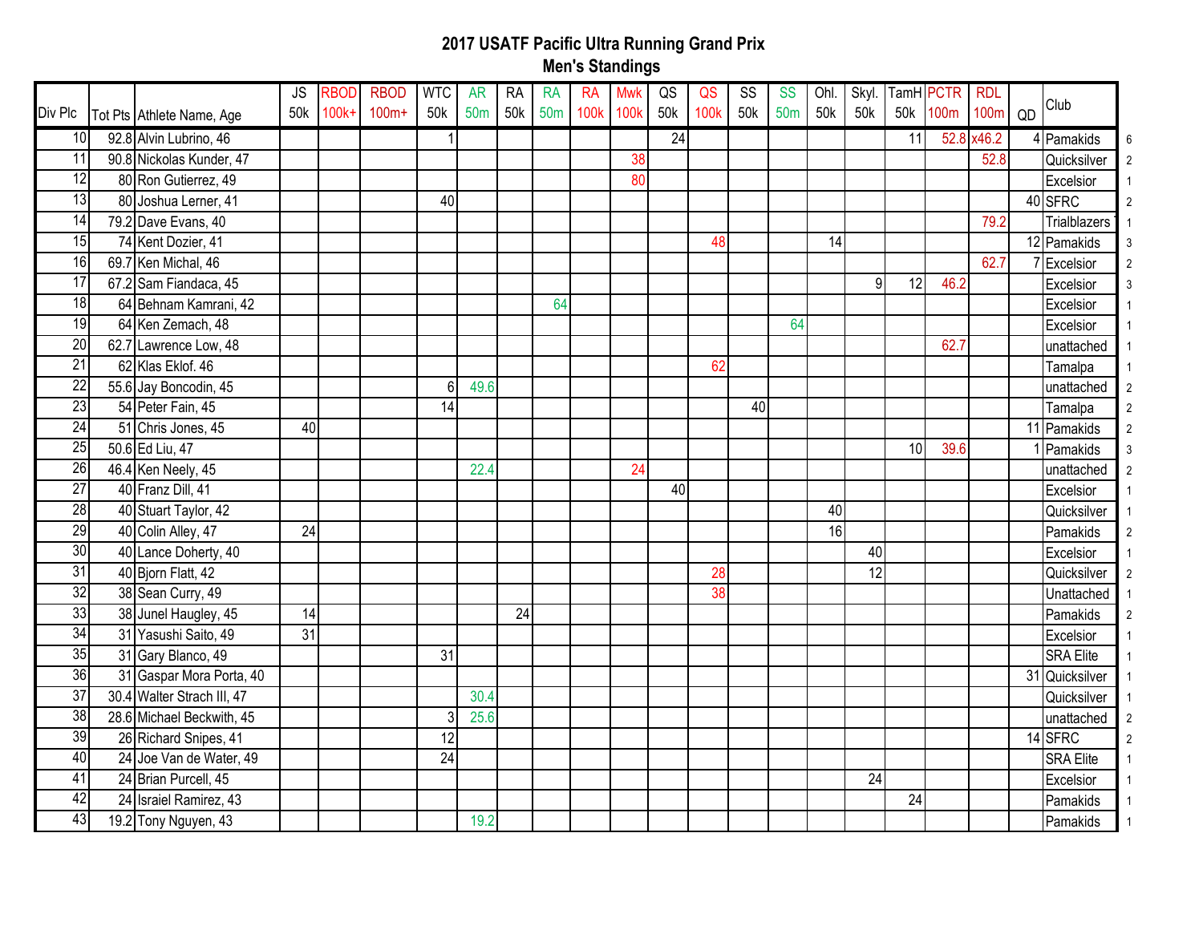# 2017 USATF Pacific Ultra Running Grand Prix

## Men's Standings

| Div Plc | Tot Pts | Athlete Name, Age | JS 50k | RBOD 100k+ | RBOD 100m+ | WTC 50k | AR 50m | RA 50k | RA 50m | RA 100k | Mwk 100k | QS 50k | QS 100k | SS 50k | SS 50m | Ohl. 50k | Skyl. 50k | TamH 50k | PCTR 100m | RDL 100m | QD | Club | |
|---|---|---|---|---|---|---|---|---|---|---|---|---|---|---|---|---|---|---|---|---|---|---|---|
| 10 | 92.8 | Alvin Lubrino, 46 | | | | 1 | | | | | | 24 | | | | | | 11 | 52.8 | x46.2 | 4 | Pamakids | 6 |
| 11 | 90.8 | Nickolas Kunder, 47 | | | | | | | | | 38 | | | | | | | | | 52.8 | | Quicksilver | 2 |
| 12 | 80 | Ron Gutierrez, 49 | | | | | | | | | 80 | | | | | | | | | | | Excelsior | 1 |
| 13 | 80 | Joshua Lerner, 41 | | | | 40 | | | | | | | | | | | | | | | 40 | SFRC | 2 |
| 14 | 79.2 | Dave Evans, 40 | | | | | | | | | | | | | | | | | | 79.2 | | Trialblazers | 1 |
| 15 | 74 | Kent Dozier, 41 | | | | | | | | | | | 48 | | | 14 | | | | | 12 | Pamakids | 3 |
| 16 | 69.7 | Ken Michal, 46 | | | | | | | | | | | | | | | | | | 62.7 | 7 | Excelsior | 2 |
| 17 | 67.2 | Sam Fiandaca, 45 | | | | | | | | | | | | | | | 9 | 12 | 46.2 | | | Excelsior | 3 |
| 18 | 64 | Behnam Kamrani, 42 | | | | | | | 64 | | | | | | | | | | | | | Excelsior | 1 |
| 19 | 64 | Ken Zemach, 48 | | | | | | | | | | | | | 64 | | | | | | | Excelsior | 1 |
| 20 | 62.7 | Lawrence Low, 48 | | | | | | | | | | | | | | | | | 62.7 | | | unattached | 1 |
| 21 | 62 | Klas Eklof. 46 | | | | | | | | | | | 62 | | | | | | | | | Tamalpa | 1 |
| 22 | 55.6 | Jay Boncodin, 45 | | | | 6 | 49.6 | | | | | | | | | | | | | | | unattached | 2 |
| 23 | 54 | Peter Fain, 45 | | | | 14 | | | | | | | | 40 | | | | | | | | Tamalpa | 2 |
| 24 | 51 | Chris Jones, 45 | 40 | | | | | | | | | | | | | | | | | | 11 | Pamakids | 2 |
| 25 | 50.6 | Ed Liu, 47 | | | | | | | | | | | | | | | | 10 | 39.6 | | 1 | Pamakids | 3 |
| 26 | 46.4 | Ken Neely, 45 | | | | | 22.4 | | | | 24 | | | | | | | | | | | unattached | 2 |
| 27 | 40 | Franz Dill, 41 | | | | | | | | | | 40 | | | | | | | | | | Excelsior | 1 |
| 28 | 40 | Stuart Taylor, 42 | | | | | | | | | | | | | | 40 | | | | | | Quicksilver | 1 |
| 29 | 40 | Colin Alley, 47 | 24 | | | | | | | | | | | | | 16 | | | | | | Pamakids | 2 |
| 30 | 40 | Lance Doherty, 40 | | | | | | | | | | | | | | | 40 | | | | | Excelsior | 1 |
| 31 | 40 | Bjorn Flatt, 42 | | | | | | | | | | | 28 | | | | 12 | | | | | Quicksilver | 2 |
| 32 | 38 | Sean Curry, 49 | | | | | | | | | | | 38 | | | | | | | | | Unattached | 1 |
| 33 | 38 | Junel Haugley, 45 | 14 | | | | | 24 | | | | | | | | | | | | | | Pamakids | 2 |
| 34 | 31 | Yasushi Saito, 49 | 31 | | | | | | | | | | | | | | | | | | | Excelsior | 1 |
| 35 | 31 | Gary Blanco, 49 | | | | 31 | | | | | | | | | | | | | | | | SRA Elite | 1 |
| 36 | 31 | Gaspar Mora Porta, 40 | | | | | | | | | | | | | | | | | | | 31 | Quicksilver | 1 |
| 37 | 30.4 | Walter Strach III, 47 | | | | | 30.4 | | | | | | | | | | | | | | | Quicksilver | 1 |
| 38 | 28.6 | Michael Beckwith, 45 | | | | 3 | 25.6 | | | | | | | | | | | | | | | unattached | 2 |
| 39 | 26 | Richard Snipes, 41 | | | | 12 | | | | | | | | | | | | | | | 14 | SFRC | 2 |
| 40 | 24 | Joe Van de Water, 49 | | | | 24 | | | | | | | | | | | | | | | | SRA Elite | 1 |
| 41 | 24 | Brian Purcell, 45 | | | | | | | | | | | | | | | 24 | | | | | Excelsior | 1 |
| 42 | 24 | Israiel Ramirez, 43 | | | | | | | | | | | | | | | | 24 | | | | Pamakids | 1 |
| 43 | 19.2 | Tony Nguyen, 43 | | | | | 19.2 | | | | | | | | | | | | | | | Pamakids | 1 |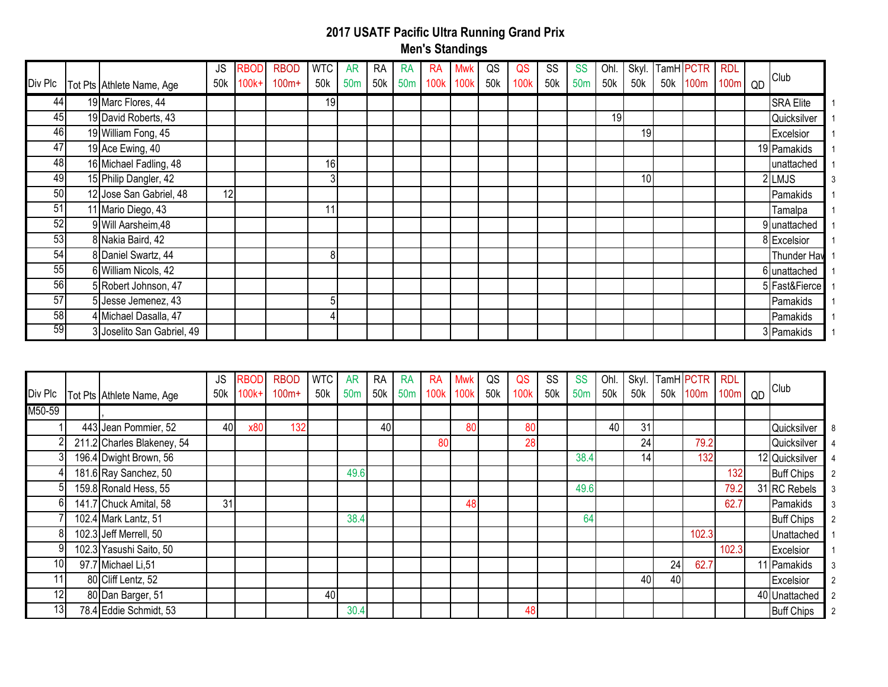# 2017 USATF Pacific Ultra Running Grand Prix
## Men's Standings

| Div Plc | Tot Pts | Athlete Name, Age | JS 50k | RBOD 100k+ | RBOD 100m+ | WTC 50k | AR 50m | RA 50k | RA 50m | RA 100k | Mwk 100k | QS 50k | QS 100k | SS 50k | SS 50m | Ohl. 50k | Skyl. 50k | TamH 50k | PCTR 100m | RDL 100m | QD | Club | |
|---|---|---|---|---|---|---|---|---|---|---|---|---|---|---|---|---|---|---|---|---|---|---|---|
| 44 | 19 | Marc Flores, 44 | | | | 19 | | | | | | | | | | | | | | | | SRA Elite | 1 |
| 45 | 19 | David Roberts, 43 | | | | | | | | | | | | | | 19 | | | | | | Quicksilver | 1 |
| 46 | 19 | William Fong, 45 | | | | | | | | | | | | | | | 19 | | | | | Excelsior | 1 |
| 47 | 19 | Ace Ewing, 40 | | | | | | | | | | | | | | | | | | | 19 | Pamakids | 1 |
| 48 | 16 | Michael Fadling, 48 | | | | 16 | | | | | | | | | | | | | | | | unattached | 1 |
| 49 | 15 | Philip Dangler, 42 | | | | 3 | | | | | | | | | | | 10 | | | | 2 | LMJS | 3 |
| 50 | 12 | Jose San Gabriel, 48 | 12 | | | | | | | | | | | | | | | | | | | Pamakids | 1 |
| 51 | 11 | Mario Diego, 43 | | | | 11 | | | | | | | | | | | | | | | | Tamalpa | 1 |
| 52 | 9 | Will Aarsheim,48 | | | | | | | | | | | | | | | | | | | 9 | unattached | 1 |
| 53 | 8 | Nakia Baird, 42 | | | | | | | | | | | | | | | | | | | 8 | Excelsior | 1 |
| 54 | 8 | Daniel Swartz, 44 | | | | 8 | | | | | | | | | | | | | | | | Thunder Hav | 1 |
| 55 | 6 | William Nicols, 42 | | | | | | | | | | | | | | | | | | | 6 | unattached | 1 |
| 56 | 5 | Robert Johnson, 47 | | | | | | | | | | | | | | | | | | | 5 | Fast&Fierce | 1 |
| 57 | 5 | Jesse Jemenez, 43 | | | | 5 | | | | | | | | | | | | | | | | Pamakids | 1 |
| 58 | 4 | Michael Dasalla, 47 | | | | 4 | | | | | | | | | | | | | | | | Pamakids | 1 |
| 59 | 3 | Joselito San Gabriel, 49 | | | | | | | | | | | | | | | | | | | 3 | Pamakids | 1 |

| Div Plc | Tot Pts | Athlete Name, Age | JS 50k | RBOD 100k+ | RBOD 100m+ | WTC 50k | AR 50m | RA 50k | RA 50m | RA 100k | Mwk 100k | QS 50k | QS 100k | SS 50k | SS 50m | Ohl. 50k | Skyl. 50k | TamH 50k | PCTR 100m | RDL 100m | QD | Club | |
|---|---|---|---|---|---|---|---|---|---|---|---|---|---|---|---|---|---|---|---|---|---|---|---|
| M50-59 | | , | | | | | | | | | | | | | | | | | | | | | |
| 1 | 443 | Jean Pommier, 52 | 40 | x80 | 132 | | | 40 | | | 80 | | 80 | | | 40 | 31 | | | | | Quicksilver | 8 |
| 2 | 211.2 | Charles Blakeney, 54 | | | | | | | | 80 | | | 28 | | | | 24 | | 79.2 | | | Quicksilver | 4 |
| 3 | 196.4 | Dwight Brown, 56 | | | | | | | | | | | | | 38.4 | | 14 | | 132 | | 12 | Quicksilver | 4 |
| 4 | 181.6 | Ray Sanchez, 50 | | | | | 49.6 | | | | | | | | | | | | | 132 | | Buff Chips | 2 |
| 5 | 159.8 | Ronald Hess, 55 | | | | | | | | | | | | | 49.6 | | | | | 79.2 | 31 | RC Rebels | 3 |
| 6 | 141.7 | Chuck Amital, 58 | 31 | | | | | | | | 48 | | | | | | | | | 62.7 | | Pamakids | 3 |
| 7 | 102.4 | Mark Lantz, 51 | | | | | 38.4 | | | | | | | | 64 | | | | | | | Buff Chips | 2 |
| 8 | 102.3 | Jeff Merrell, 50 | | | | | | | | | | | | | | | | | 102.3 | | | Unattached | 1 |
| 9 | 102.3 | Yasushi Saito, 50 | | | | | | | | | | | | | | | | | | 102.3 | | Excelsior | 1 |
| 10 | 97.7 | Michael Li,51 | | | | | | | | | | | | | | | | 24 | 62.7 | | 11 | Pamakids | 3 |
| 11 | 80 | Cliff Lentz, 52 | | | | | | | | | | | | | | | 40 | 40 | | | | Excelsior | 2 |
| 12 | 80 | Dan Barger, 51 | | | | 40 | | | | | | | | | | | | | | | 40 | Unattached | 2 |
| 13 | 78.4 | Eddie Schmidt, 53 | | | | | 30.4 | | | | | | 48 | | | | | | | | | Buff Chips | 2 |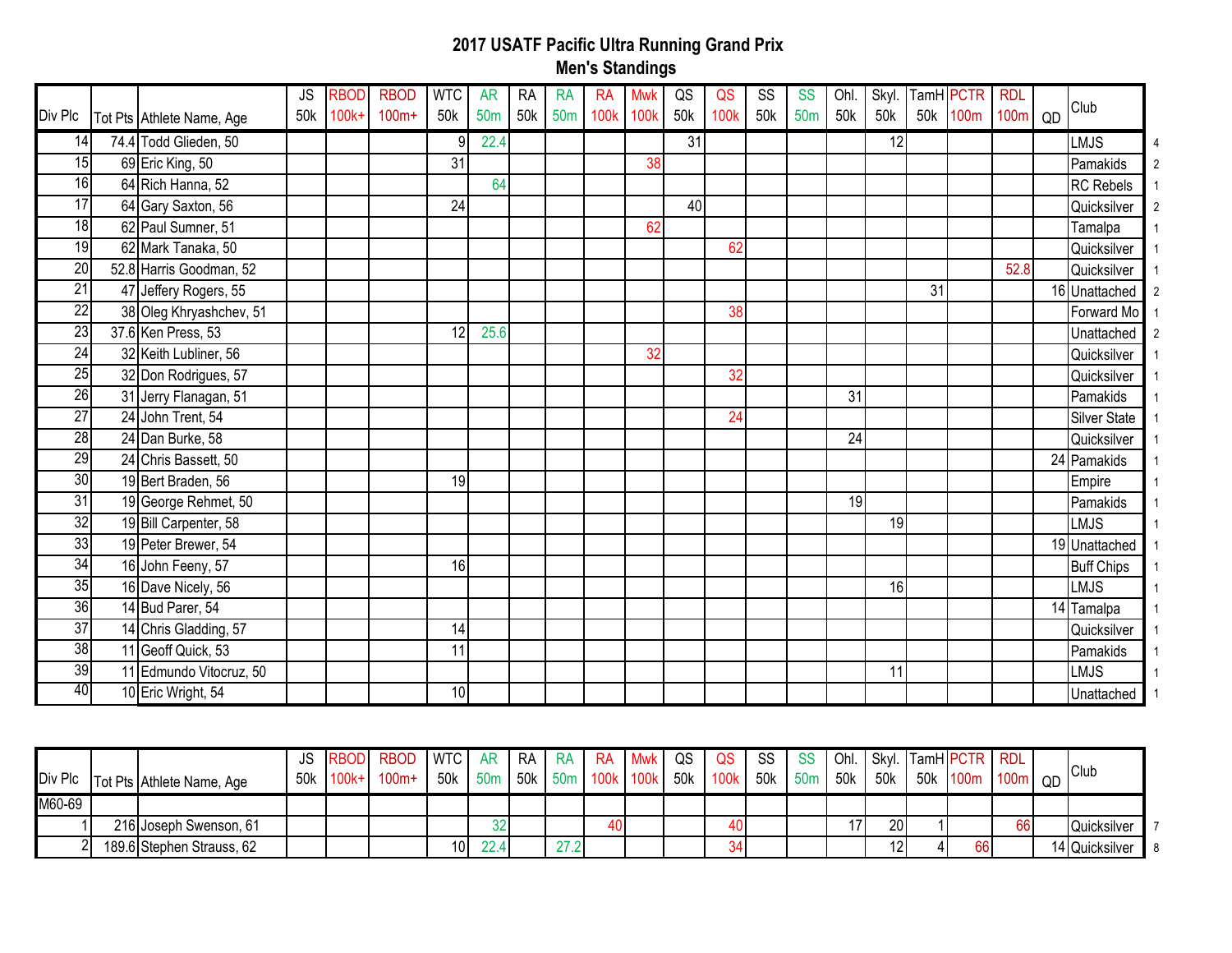## 2017 USATF Pacific Ultra Running Grand Prix
## Men's Standings

| Div Plc | Tot Pts | Athlete Name, Age | JS 50k | RBOD 100k+ | RBOD 100m+ | WTC 50k | AR 50m | RA 50k | RA 50m | RA 100k | Mwk 100k | QS 50k | QS 100k | SS 50k | SS 50m | Ohl. 50k | Skyl. 50k | TamH 50k | PCTR 100m | RDL 100m | QD | Club | |
|---|---|---|---|---|---|---|---|---|---|---|---|---|---|---|---|---|---|---|---|---|---|---|---|
| 14 | 74.4 | Todd Glieden, 50 | | | | 9 | 22.4 | | | | | 31 | | | | | 12 | | | | | LMJS | 4 |
| 15 | 69 | Eric King, 50 | | | | 31 | | | | | 38 | | | | | | | | | | | Pamakids | 2 |
| 16 | 64 | Rich Hanna, 52 | | | | | 64 | | | | | | | | | | | | | | | RC Rebels | 1 |
| 17 | 64 | Gary Saxton, 56 | | | | 24 | | | | | | 40 | | | | | | | | | | Quicksilver | 2 |
| 18 | 62 | Paul Sumner, 51 | | | | | | | | | 62 | | | | | | | | | | | Tamalpa | 1 |
| 19 | 62 | Mark Tanaka, 50 | | | | | | | | | | | 62 | | | | | | | | | Quicksilver | 1 |
| 20 | 52.8 | Harris Goodman, 52 | | | | | | | | | | | | | | | | | | 52.8 | | Quicksilver | 1 |
| 21 | 47 | Jeffery Rogers, 55 | | | | | | | | | | | | | | | | 31 | | | 16 | Unattached | 2 |
| 22 | 38 | Oleg Khryashchev, 51 | | | | | | | | | | | 38 | | | | | | | | | Forward Mo | 1 |
| 23 | 37.6 | Ken Press, 53 | | | | 12 | 25.6 | | | | | | | | | | | | | | | Unattached | 2 |
| 24 | 32 | Keith Lubliner, 56 | | | | | | | | | 32 | | | | | | | | | | | Quicksilver | 1 |
| 25 | 32 | Don Rodrigues, 57 | | | | | | | | | | | 32 | | | | | | | | | Quicksilver | 1 |
| 26 | 31 | Jerry Flanagan, 51 | | | | | | | | | | | | | | 31 | | | | | | Pamakids | 1 |
| 27 | 24 | John Trent, 54 | | | | | | | | | | | 24 | | | | | | | | | Silver State | 1 |
| 28 | 24 | Dan Burke, 58 | | | | | | | | | | | | | | 24 | | | | | | Quicksilver | 1 |
| 29 | 24 | Chris Bassett, 50 | | | | | | | | | | | | | | | | | | | 24 | Pamakids | 1 |
| 30 | 19 | Bert Braden, 56 | | | | 19 | | | | | | | | | | | | | | | | Empire | 1 |
| 31 | 19 | George Rehmet, 50 | | | | | | | | | | | | | | 19 | | | | | | Pamakids | 1 |
| 32 | 19 | Bill Carpenter, 58 | | | | | | | | | | | | | | | 19 | | | | | LMJS | 1 |
| 33 | 19 | Peter Brewer, 54 | | | | | | | | | | | | | | | | | | | 19 | Unattached | 1 |
| 34 | 16 | John Feeny, 57 | | | | 16 | | | | | | | | | | | | | | | | Buff Chips | 1 |
| 35 | 16 | Dave Nicely, 56 | | | | | | | | | | | | | | | 16 | | | | | LMJS | 1 |
| 36 | 14 | Bud Parer, 54 | | | | | | | | | | | | | | | | | | | 14 | Tamalpa | 1 |
| 37 | 14 | Chris Gladding, 57 | | | | 14 | | | | | | | | | | | | | | | | Quicksilver | 1 |
| 38 | 11 | Geoff Quick, 53 | | | | 11 | | | | | | | | | | | | | | | | Pamakids | 1 |
| 39 | 11 | Edmundo Vitocruz, 50 | | | | | | | | | | | | | | | 11 | | | | | LMJS | 1 |
| 40 | 10 | Eric Wright, 54 | | | | 10 | | | | | | | | | | | | | | | | Unattached | 1 |

| Div Plc | Tot Pts | Athlete Name, Age | JS 50k | RBOD 100k+ | RBOD 100m+ | WTC 50k | AR 50m | RA 50k | RA 50m | RA 100k | Mwk 100k | QS 50k | QS 100k | SS 50k | SS 50m | Ohl. 50k | Skyl. 50k | TamH 50k | PCTR 100m | RDL 100m | QD | Club | |
|---|---|---|---|---|---|---|---|---|---|---|---|---|---|---|---|---|---|---|---|---|---|---|---|
| M60-69 | | | | | | | | | | | | | | | | | | | | | | | |
| 1 | 216 | Joseph Swenson, 61 | | | | | 32 | | | 40 | | | 40 | | | 17 | 20 | 1 | | 66 | | Quicksilver | 7 |
| 2 | 189.6 | Stephen Strauss, 62 | | | | 10 | 22.4 | | 27.2 | | | | 34 | | | | 12 | 4 | 66 | | 14 | Quicksilver | 8 |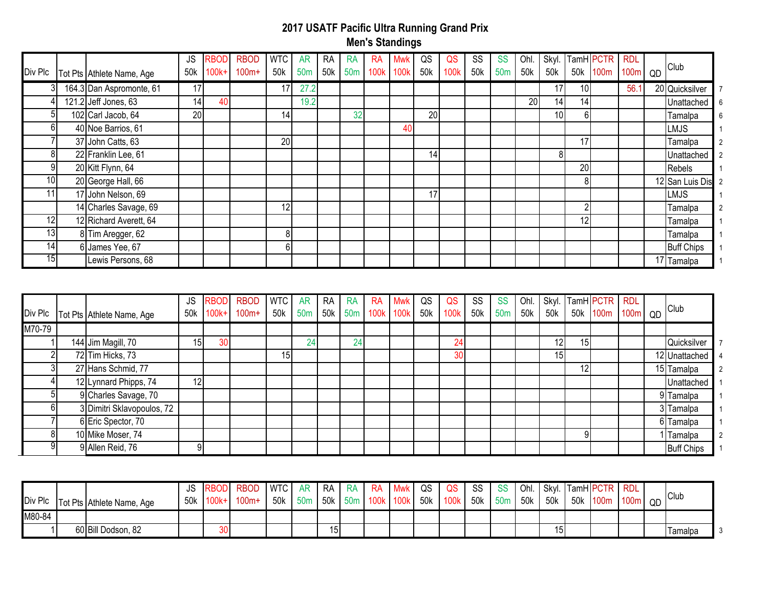# 2017 USATF Pacific Ultra Running Grand Prix
## Men's Standings

| Div Plc | Tot Pts | Athlete Name, Age | JS 50k | RBOD 100k+ | RBOD 100m+ | WTC 50k | AR 50m | RA 50k | RA 50m | RA 100k | Mwk 100k | QS 50k | QS 100k | SS 50k | SS 50m | Ohl. 50k | Skyl. 50k | TamH 50k | PCTR 100m | RDL 100m | QD | Club | |
|---|---|---|---|---|---|---|---|---|---|---|---|---|---|---|---|---|---|---|---|---|---|---|---|
| 3 | 164.3 | Dan Aspromonte, 61 | 17 | | | 17 | 27.2 | | | | | | | | | | 17 | 10 | | 56.1 | 20 | Quicksilver | 7 |
| 4 | 121.2 | Jeff Jones, 63 | 14 | 40 | | | 19.2 | | | | | | | | | 20 | 14 | 14 | | | | Unattached | 6 |
| 5 | 102 | Carl Jacob, 64 | 20 | | | 14 | | | 32 | | | 20 | | | | | 10 | 6 | | | | Tamalpa | 6 |
| 6 | 40 | Noe Barrios, 61 | | | | | | | | | 40 | | | | | | | | | | | LMJS | 1 |
| 7 | 37 | John Catts, 63 | | | | 20 | | | | | | | | | | | | 17 | | | | Tamalpa | 2 |
| 8 | 22 | Franklin Lee, 61 | | | | | | | | | | 14 | | | | | 8 | | | | | Unattached | 2 |
| 9 | 20 | Kitt Flynn, 64 | | | | | | | | | | | | | | | | 20 | | | | Rebels | 1 |
| 10 | 20 | George Hall, 66 | | | | | | | | | | | | | | | | 8 | | | 12 | San Luis Dis | 2 |
| 11 | 17 | John Nelson, 69 | | | | | | | | | | 17 | | | | | | | | | | LMJS | 1 |
| | 14 | Charles Savage, 69 | | | | 12 | | | | | | | | | | | | 2 | | | | Tamalpa | 2 |
| 12 | 12 | Richard Averett, 64 | | | | | | | | | | | | | | | | 12 | | | | Tamalpa | 1 |
| 13 | 8 | Tim Aregger, 62 | | | | 8 | | | | | | | | | | | | | | | | Tamalpa | 1 |
| 14 | 6 | James Yee, 67 | | | | 6 | | | | | | | | | | | | | | | | Buff Chips | 1 |
| 15 | | Lewis Persons, 68 | | | | | | | | | | | | | | | | | | | 17 | Tamalpa | 1 |

| Div Plc | Tot Pts | Athlete Name, Age | JS 50k | RBOD 100k+ | RBOD 100m+ | WTC 50k | AR 50m | RA 50k | RA 50m | RA 100k | Mwk 100k | QS 50k | QS 100k | SS 50k | SS 50m | Ohl. 50k | Skyl. 50k | TamH 50k | PCTR 100m | RDL 100m | QD | Club | |
|---|---|---|---|---|---|---|---|---|---|---|---|---|---|---|---|---|---|---|---|---|---|---|---|
| M70-79 | | | | | | | | | | | | | | | | | | | | | | | |
| 1 | 144 | Jim Magill, 70 | 15 | 30 | | | 24 | | 24 | | | | 24 | | | | 12 | 15 | | | | Quicksilver | 7 |
| 2 | 72 | Tim Hicks, 73 | | | | 15 | | | | | | | 30 | | | | 15 | | | | 12 | Unattached | 4 |
| 3 | 27 | Hans Schmid, 77 | | | | | | | | | | | | | | | | 12 | | | 15 | Tamalpa | 2 |
| 4 | 12 | Lynnard Phipps, 74 | 12 | | | | | | | | | | | | | | | | | | | Unattached | 1 |
| 5 | 9 | Charles Savage, 70 | | | | | | | | | | | | | | | | | | | 9 | Tamalpa | 1 |
| 6 | 3 | Dimitri Sklavopoulos, 72 | | | | | | | | | | | | | | | | | | | 3 | Tamalpa | 1 |
| 7 | 6 | Eric Spector, 70 | | | | | | | | | | | | | | | | | | | 6 | Tamalpa | 1 |
| 8 | 10 | Mike Moser, 74 | | | | | | | | | | | | | | | | 9 | | | 1 | Tamalpa | 2 |
| 9 | 9 | Allen Reid, 76 | 9 | | | | | | | | | | | | | | | | | | | Buff Chips | 1 |

| Div Plc | Tot Pts | Athlete Name, Age | JS 50k | RBOD 100k+ | RBOD 100m+ | WTC 50k | AR 50m | RA 50k | RA 50m | RA 100k | Mwk 100k | QS 50k | QS 100k | SS 50k | SS 50m | Ohl. 50k | Skyl. 50k | TamH 50k | PCTR 100m | RDL 100m | QD | Club | |
|---|---|---|---|---|---|---|---|---|---|---|---|---|---|---|---|---|---|---|---|---|---|---|---|
| M80-84 | | | | | | | | | | | | | | | | | | | | | | | |
| 1 | 60 | Bill Dodson, 82 | | 30 | | | | 15 | | | | | | | | | 15 | | | | | Tamalpa | 3 |